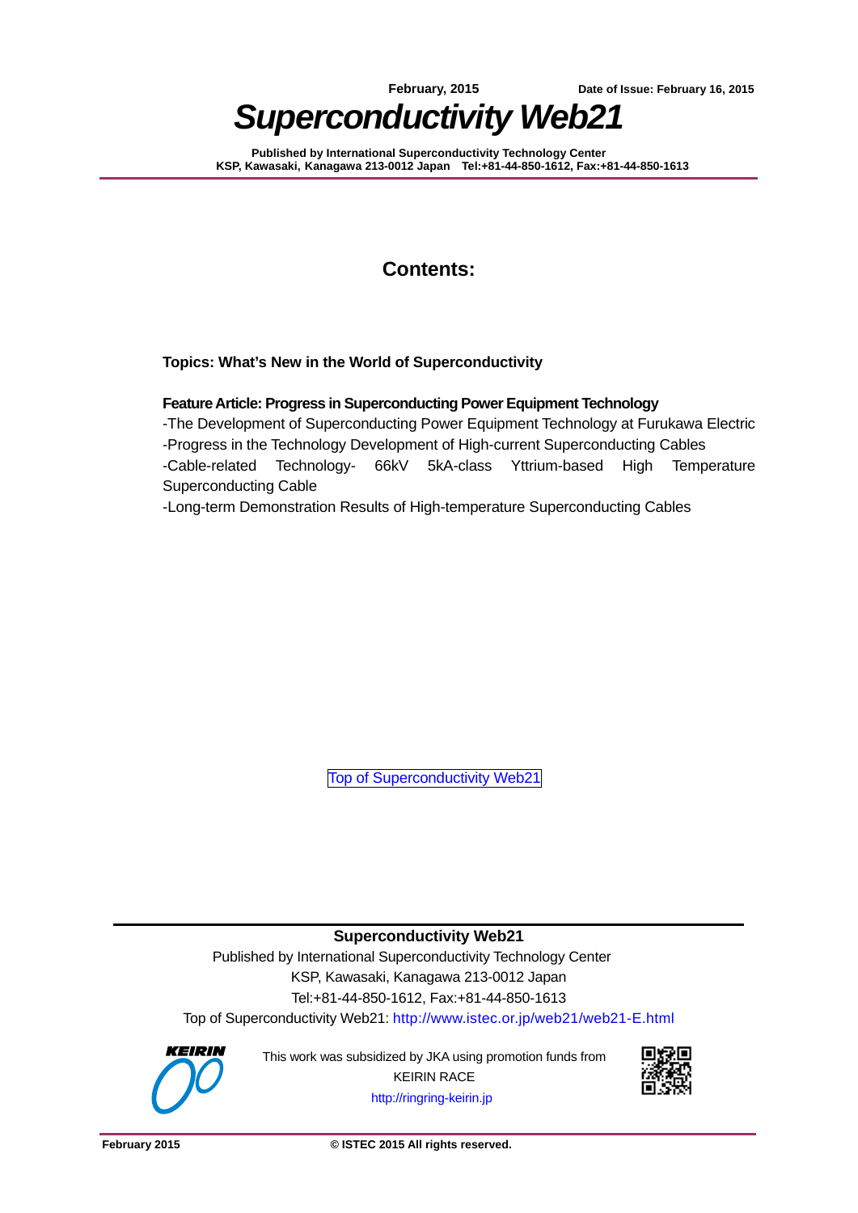February, 2015 Date of Issue: February 16, 2015

# Superconductivity Web21

**Published by International Superconductivity Technology Center**
**KSP, Kawasaki, Kanagawa 213-0012 Japan Tel:+81-44-850-1612, Fax:+81-44-850-1613**

## Contents:

**Topics: What's New in the World of Superconductivity**

**Feature Article: Progress in Superconducting Power Equipment Technology**

-The Development of Superconducting Power Equipment Technology at Furukawa Electric

-Progress in the Technology Development of High-current Superconducting Cables

-Cable-related Technology- 66kV 5kA-class Yttrium-based High Temperature Superconducting Cable

-Long-term Demonstration Results of High-temperature Superconducting Cables

[Top of Superconductivity Web21]

**Superconductivity Web21**

Published by International Superconductivity Technology Center
KSP, Kawasaki, Kanagawa 213-0012 Japan
Tel:+81-44-850-1612, Fax:+81-44-850-1613
Top of Superconductivity Web21: http://www.istec.or.jp/web21/web21-E.html

KEIRIN

This work was subsidized by JKA using promotion funds from KEIRIN RACE
http://ringring-keirin.jp

© ISTEC 2015 All rights reserved.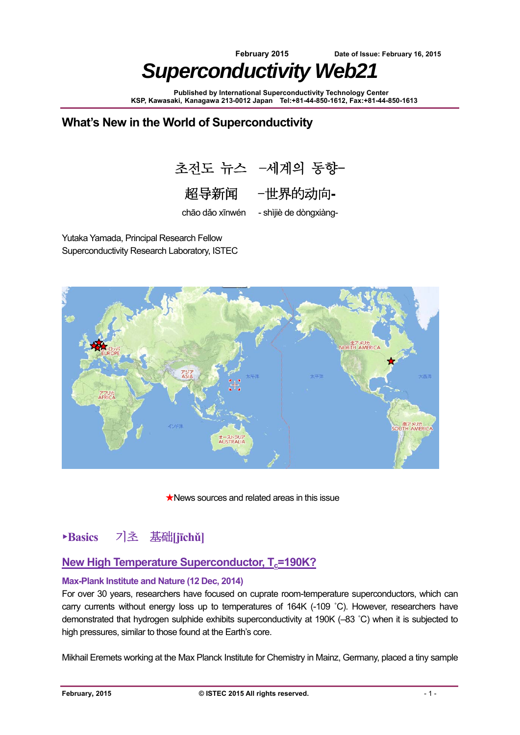February 2015 Date of Issue: February 16, 2015

# Superconductivity Web21

**Published by International Superconductivity Technology Center**
**KSP, Kawasaki, Kanagawa 213-0012 Japan Tel:+81-44-850-1612, Fax:+81-44-850-1613**

## What's New in the World of Superconductivity

초전도 뉴스 –세계의 동향–

超导新闻 –世界的动向-

chāo dǎo xīnwén - shìjiè de dòngxiàng-

Yutaka Yamada, Principal Research Fellow
Superconductivity Research Laboratory, ISTEC

北アメリカ NORTH AMERICA
ヨーロッパ EUROPE
アジア ASIA
アフリカ AFRICA
太平洋
大西洋
インド洋
オーストラリア AUSTRALIA
南アメリカ SOUTH AMERICA

★News sources and related areas in this issue

### ▸Basics 기초 基础[jīchǔ]

### New High Temperature Superconductor, $T_c$=190K?

**Max-Plank Institute and Nature (12 Dec, 2014)**

For over 30 years, researchers have focused on cuprate room-temperature superconductors, which can carry currents without energy loss up to temperatures of 164K (-109 ˚C). However, researchers have demonstrated that hydrogen sulphide exhibits superconductivity at 190K (–83 ˚C) when it is subjected to high pressures, similar to those found at the Earth's core.

Mikhail Eremets working at the Max Planck Institute for Chemistry in Mainz, Germany, placed a tiny sample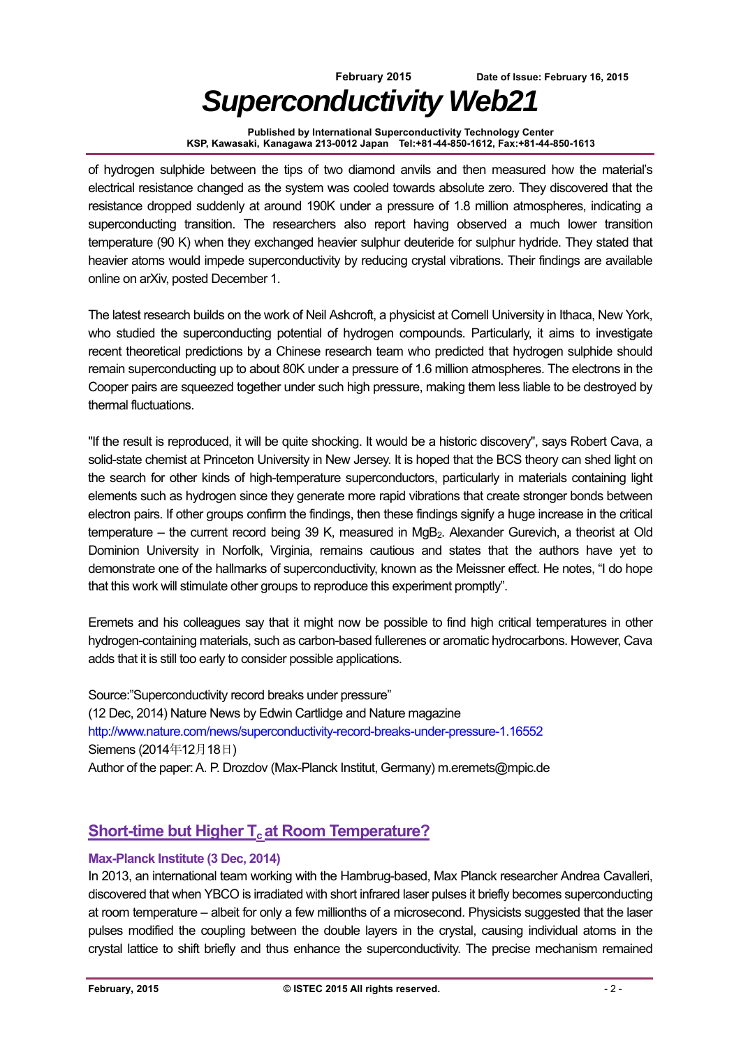of hydrogen sulphide between the tips of two diamond anvils and then measured how the material's electrical resistance changed as the system was cooled towards absolute zero. They discovered that the resistance dropped suddenly at around 190K under a pressure of 1.8 million atmospheres, indicating a superconducting transition. The researchers also report having observed a much lower transition temperature (90 K) when they exchanged heavier sulphur deuteride for sulphur hydride. They stated that heavier atoms would impede superconductivity by reducing crystal vibrations. Their findings are available online on arXiv, posted December 1.

The latest research builds on the work of Neil Ashcroft, a physicist at Cornell University in Ithaca, New York, who studied the superconducting potential of hydrogen compounds. Particularly, it aims to investigate recent theoretical predictions by a Chinese research team who predicted that hydrogen sulphide should remain superconducting up to about 80K under a pressure of 1.6 million atmospheres. The electrons in the Cooper pairs are squeezed together under such high pressure, making them less liable to be destroyed by thermal fluctuations.

"If the result is reproduced, it will be quite shocking. It would be a historic discovery", says Robert Cava, a solid-state chemist at Princeton University in New Jersey. It is hoped that the BCS theory can shed light on the search for other kinds of high-temperature superconductors, particularly in materials containing light elements such as hydrogen since they generate more rapid vibrations that create stronger bonds between electron pairs. If other groups confirm the findings, then these findings signify a huge increase in the critical temperature – the current record being 39 K, measured in $MgB_2$. Alexander Gurevich, a theorist at Old Dominion University in Norfolk, Virginia, remains cautious and states that the authors have yet to demonstrate one of the hallmarks of superconductivity, known as the Meissner effect. He notes, "I do hope that this work will stimulate other groups to reproduce this experiment promptly".

Eremets and his colleagues say that it might now be possible to find high critical temperatures in other hydrogen-containing materials, such as carbon-based fullerenes or aromatic hydrocarbons. However, Cava adds that it is still too early to consider possible applications.

Source:"Superconductivity record breaks under pressure"
(12 Dec, 2014) Nature News by Edwin Cartlidge and Nature magazine
http://www.nature.com/news/superconductivity-record-breaks-under-pressure-1.16552
Siemens (2014年12月18日)
Author of the paper: A. P. Drozdov (Max-Planck Institut, Germany) m.eremets@mpic.de

## Short-time but Higher $T_c$ at Room Temperature?

**Max-Planck Institute (3 Dec, 2014)**

In 2013, an international team working with the Hambrug-based, Max Planck researcher Andrea Cavalleri, discovered that when YBCO is irradiated with short infrared laser pulses it briefly becomes superconducting at room temperature – albeit for only a few millionths of a microsecond. Physicists suggested that the laser pulses modified the coupling between the double layers in the crystal, causing individual atoms in the crystal lattice to shift briefly and thus enhance the superconductivity. The precise mechanism remained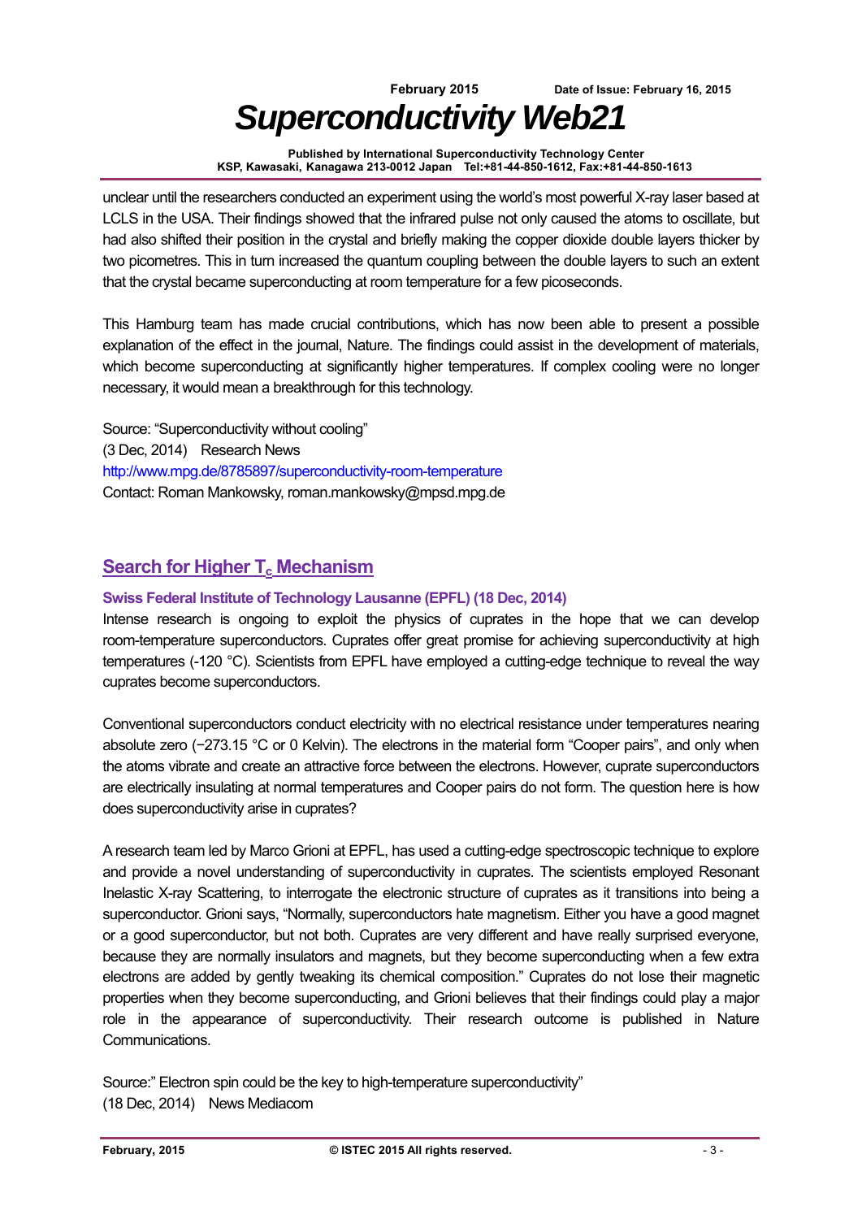unclear until the researchers conducted an experiment using the world's most powerful X-ray laser based at LCLS in the USA. Their findings showed that the infrared pulse not only caused the atoms to oscillate, but had also shifted their position in the crystal and briefly making the copper dioxide double layers thicker by two picometres. This in turn increased the quantum coupling between the double layers to such an extent that the crystal became superconducting at room temperature for a few picoseconds.

This Hamburg team has made crucial contributions, which has now been able to present a possible explanation of the effect in the journal, Nature. The findings could assist in the development of materials, which become superconducting at significantly higher temperatures. If complex cooling were no longer necessary, it would mean a breakthrough for this technology.

Source: "Superconductivity without cooling"
(3 Dec, 2014)　Research News
http://www.mpg.de/8785897/superconductivity-room-temperature
Contact: Roman Mankowsky, roman.mankowsky@mpsd.mpg.de

## Search for Higher $T_c$ Mechanism

**Swiss Federal Institute of Technology Lausanne (EPFL) (18 Dec, 2014)**

Intense research is ongoing to exploit the physics of cuprates in the hope that we can develop room-temperature superconductors. Cuprates offer great promise for achieving superconductivity at high temperatures (-120 °C). Scientists from EPFL have employed a cutting-edge technique to reveal the way cuprates become superconductors.

Conventional superconductors conduct electricity with no electrical resistance under temperatures nearing absolute zero (−273.15 °C or 0 Kelvin). The electrons in the material form "Cooper pairs", and only when the atoms vibrate and create an attractive force between the electrons. However, cuprate superconductors are electrically insulating at normal temperatures and Cooper pairs do not form. The question here is how does superconductivity arise in cuprates?

A research team led by Marco Grioni at EPFL, has used a cutting-edge spectroscopic technique to explore and provide a novel understanding of superconductivity in cuprates. The scientists employed Resonant Inelastic X-ray Scattering, to interrogate the electronic structure of cuprates as it transitions into being a superconductor. Grioni says, "Normally, superconductors hate magnetism. Either you have a good magnet or a good superconductor, but not both. Cuprates are very different and have really surprised everyone, because they are normally insulators and magnets, but they become superconducting when a few extra electrons are added by gently tweaking its chemical composition." Cuprates do not lose their magnetic properties when they become superconducting, and Grioni believes that their findings could play a major role in the appearance of superconductivity. Their research outcome is published in Nature Communications.

Source:" Electron spin could be the key to high-temperature superconductivity"
(18 Dec, 2014)　News Mediacom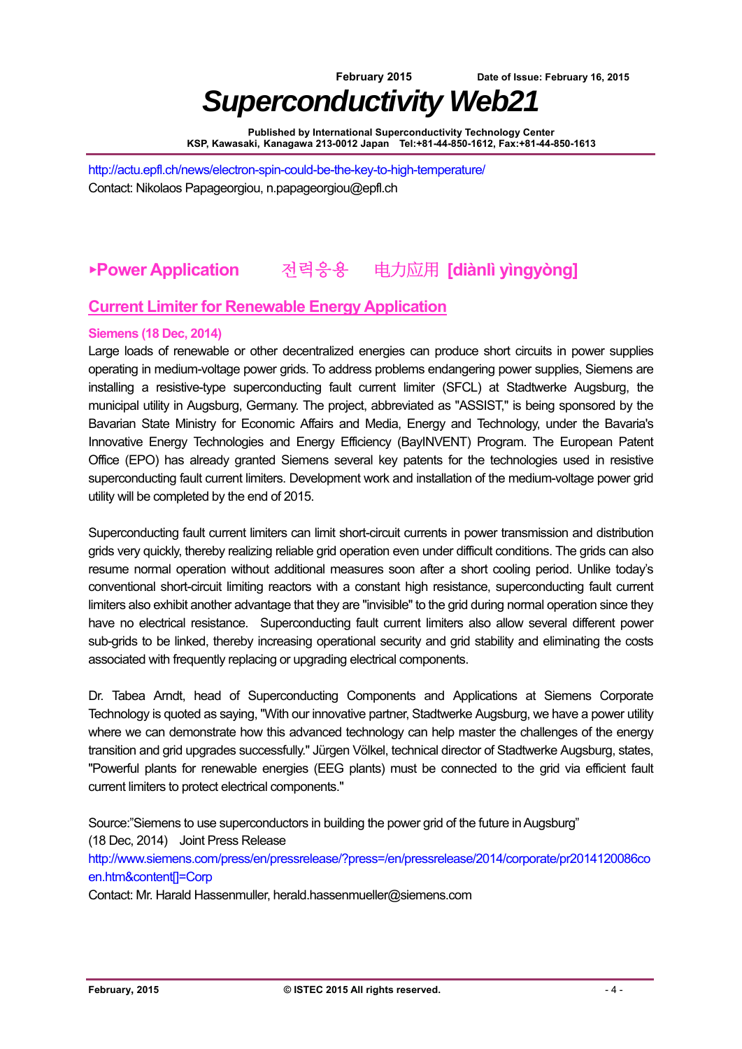http://actu.epfl.ch/news/electron-spin-could-be-the-key-to-high-temperature/
Contact: Nikolaos Papageorgiou, n.papageorgiou@epfl.ch

## ▸Power Application 전력응용 电力应用 [diànlì yìngyòng]

### Current Limiter for Renewable Energy Application

**Siemens (18 Dec, 2014)**

Large loads of renewable or other decentralized energies can produce short circuits in power supplies operating in medium-voltage power grids. To address problems endangering power supplies, Siemens are installing a resistive-type superconducting fault current limiter (SFCL) at Stadtwerke Augsburg, the municipal utility in Augsburg, Germany. The project, abbreviated as "ASSIST," is being sponsored by the Bavarian State Ministry for Economic Affairs and Media, Energy and Technology, under the Bavaria's Innovative Energy Technologies and Energy Efficiency (BayINVENT) Program. The European Patent Office (EPO) has already granted Siemens several key patents for the technologies used in resistive superconducting fault current limiters. Development work and installation of the medium-voltage power grid utility will be completed by the end of 2015.

Superconducting fault current limiters can limit short-circuit currents in power transmission and distribution grids very quickly, thereby realizing reliable grid operation even under difficult conditions. The grids can also resume normal operation without additional measures soon after a short cooling period. Unlike today's conventional short-circuit limiting reactors with a constant high resistance, superconducting fault current limiters also exhibit another advantage that they are "invisible" to the grid during normal operation since they have no electrical resistance. Superconducting fault current limiters also allow several different power sub-grids to be linked, thereby increasing operational security and grid stability and eliminating the costs associated with frequently replacing or upgrading electrical components.

Dr. Tabea Arndt, head of Superconducting Components and Applications at Siemens Corporate Technology is quoted as saying, "With our innovative partner, Stadtwerke Augsburg, we have a power utility where we can demonstrate how this advanced technology can help master the challenges of the energy transition and grid upgrades successfully." Jürgen Völkel, technical director of Stadtwerke Augsburg, states, "Powerful plants for renewable energies (EEG plants) must be connected to the grid via efficient fault current limiters to protect electrical components."

Source:"Siemens to use superconductors in building the power grid of the future in Augsburg"
(18 Dec, 2014) Joint Press Release
http://www.siemens.com/press/en/pressrelease/?press=/en/pressrelease/2014/corporate/pr2014120086coen.htm&content[]=Corp
Contact: Mr. Harald Hassenmuller, herald.hassenmueller@siemens.com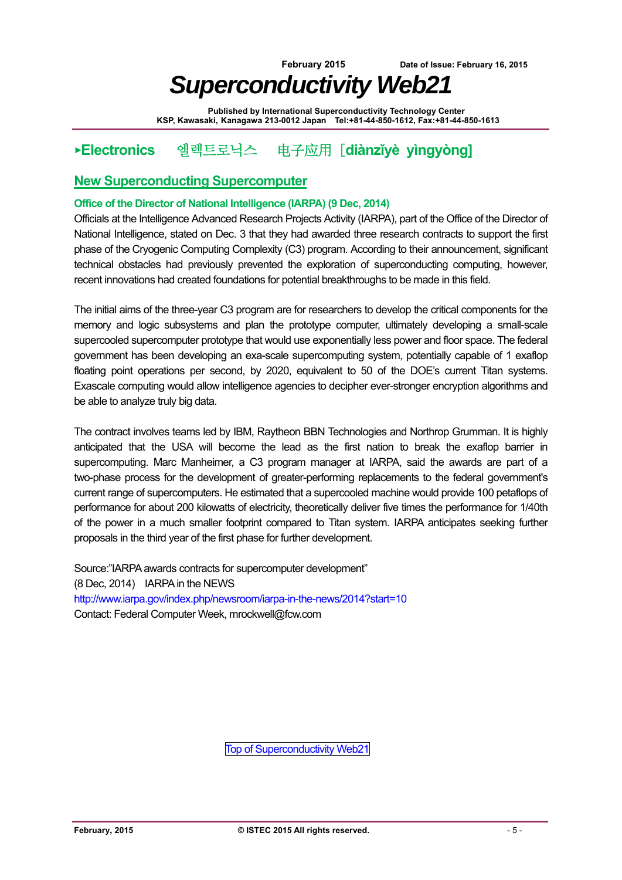## ▸Electronics　엘렉트로닉스　电子应用［diànzǐyè yìngyòng］

### New Superconducting Supercomputer

**Office of the Director of National Intelligence (IARPA) (9 Dec, 2014)**

Officials at the Intelligence Advanced Research Projects Activity (IARPA), part of the Office of the Director of National Intelligence, stated on Dec. 3 that they had awarded three research contracts to support the first phase of the Cryogenic Computing Complexity (C3) program. According to their announcement, significant technical obstacles had previously prevented the exploration of superconducting computing, however, recent innovations had created foundations for potential breakthroughs to be made in this field.

The initial aims of the three-year C3 program are for researchers to develop the critical components for the memory and logic subsystems and plan the prototype computer, ultimately developing a small-scale supercooled supercomputer prototype that would use exponentially less power and floor space. The federal government has been developing an exa-scale supercomputing system, potentially capable of 1 exaflop floating point operations per second, by 2020, equivalent to 50 of the DOE's current Titan systems. Exascale computing would allow intelligence agencies to decipher ever-stronger encryption algorithms and be able to analyze truly big data.

The contract involves teams led by IBM, Raytheon BBN Technologies and Northrop Grumman. It is highly anticipated that the USA will become the lead as the first nation to break the exaflop barrier in supercomputing. Marc Manheimer, a C3 program manager at IARPA, said the awards are part of a two-phase process for the development of greater-performing replacements to the federal government's current range of supercomputers. He estimated that a supercooled machine would provide 100 petaflops of performance for about 200 kilowatts of electricity, theoretically deliver five times the performance for 1/40th of the power in a much smaller footprint compared to Titan system. IARPA anticipates seeking further proposals in the third year of the first phase for further development.

Source:"IARPA awards contracts for supercomputer development"
(8 Dec, 2014)　IARPA in the NEWS
http://www.iarpa.gov/index.php/newsroom/iarpa-in-the-news/2014?start=10
Contact: Federal Computer Week, mrockwell@fcw.com

Top of Superconductivity Web21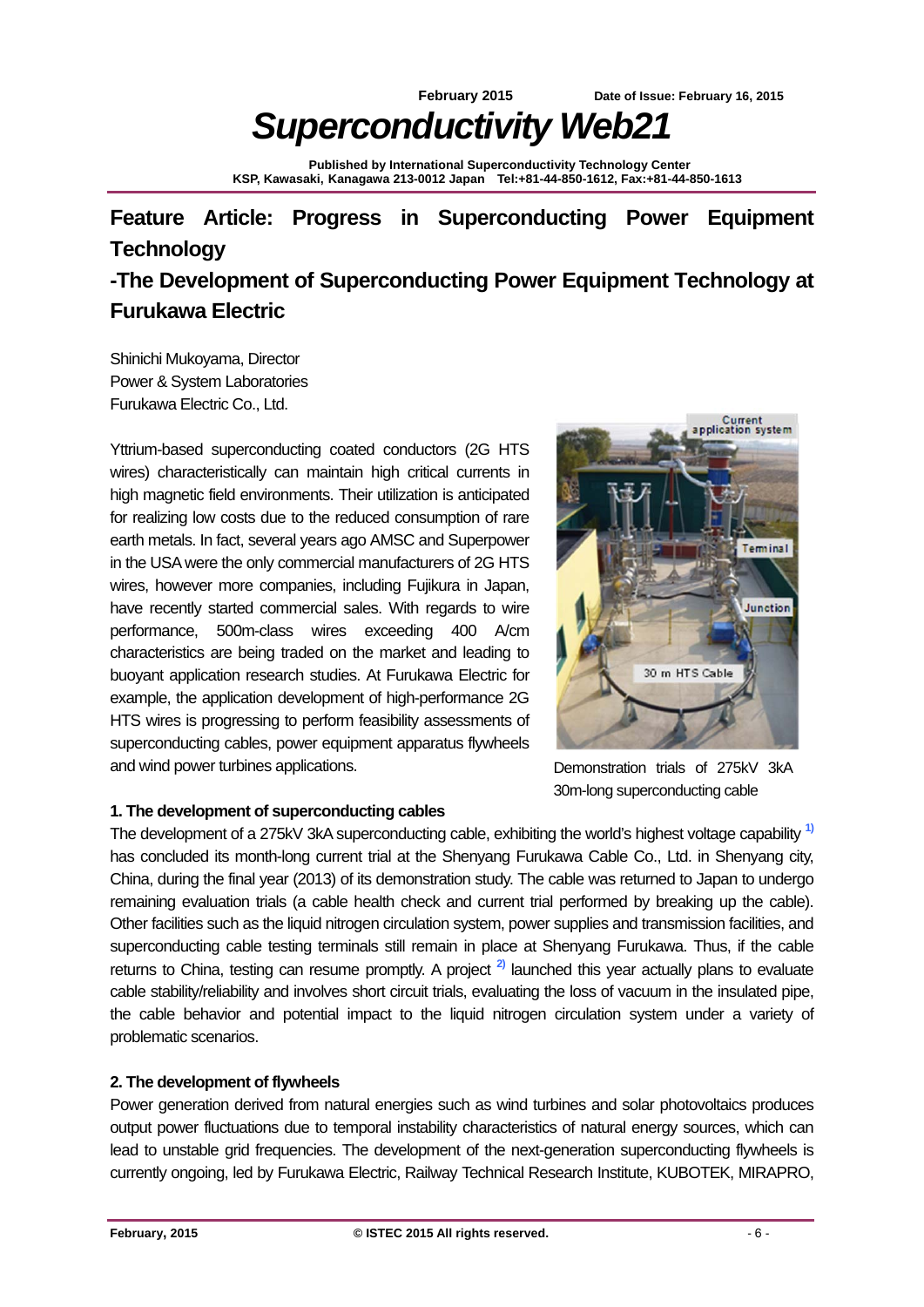February 2015 Date of Issue: February 16, 2015

# *Superconductivity Web21*

Published by International Superconductivity Technology Center
KSP, Kawasaki, Kanagawa 213-0012 Japan Tel:+81-44-850-1612, Fax:+81-44-850-1613

## Feature Article: Progress in Superconducting Power Equipment Technology
## -The Development of Superconducting Power Equipment Technology at Furukawa Electric

Shinichi Mukoyama, Director
Power & System Laboratories
Furukawa Electric Co., Ltd.

Yttrium-based superconducting coated conductors (2G HTS wires) characteristically can maintain high critical currents in high magnetic field environments. Their utilization is anticipated for realizing low costs due to the reduced consumption of rare earth metals. In fact, several years ago AMSC and Superpower in the USA were the only commercial manufacturers of 2G HTS wires, however more companies, including Fujikura in Japan, have recently started commercial sales. With regards to wire performance, 500m-class wires exceeding 400 A/cm characteristics are being traded on the market and leading to buoyant application research studies. At Furukawa Electric for example, the application development of high-performance 2G HTS wires is progressing to perform feasibility assessments of superconducting cables, power equipment apparatus flywheels and wind power turbines applications.

Demonstration trials of 275kV 3kA 30m-long superconducting cable

### 1. The development of superconducting cables

The development of a 275kV 3kA superconducting cable, exhibiting the world's highest voltage capability [1] has concluded its month-long current trial at the Shenyang Furukawa Cable Co., Ltd. in Shenyang city, China, during the final year (2013) of its demonstration study. The cable was returned to Japan to undergo remaining evaluation trials (a cable health check and current trial performed by breaking up the cable). Other facilities such as the liquid nitrogen circulation system, power supplies and transmission facilities, and superconducting cable testing terminals still remain in place at Shenyang Furukawa. Thus, if the cable returns to China, testing can resume promptly. A project [2] launched this year actually plans to evaluate cable stability/reliability and involves short circuit trials, evaluating the loss of vacuum in the insulated pipe, the cable behavior and potential impact to the liquid nitrogen circulation system under a variety of problematic scenarios.

### 2. The development of flywheels

Power generation derived from natural energies such as wind turbines and solar photovoltaics produces output power fluctuations due to temporal instability characteristics of natural energy sources, which can lead to unstable grid frequencies. The development of the next-generation superconducting flywheels is currently ongoing, led by Furukawa Electric, Railway Technical Research Institute, KUBOTEK, MIRAPRO,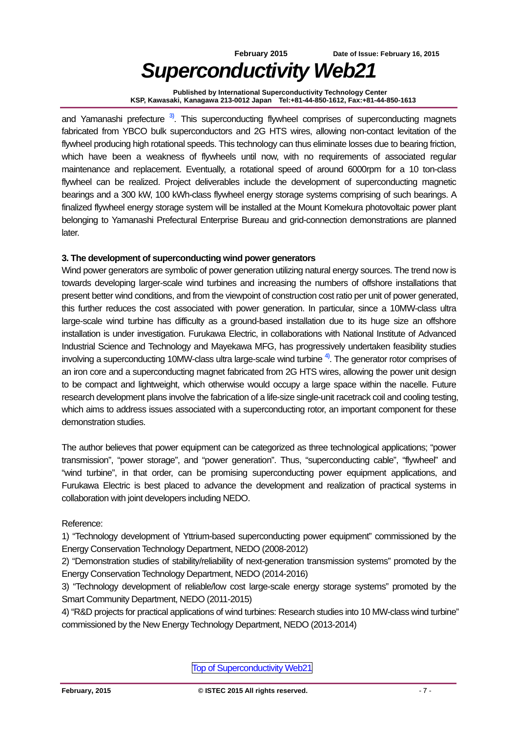and Yamanashi prefecture [3]. This superconducting flywheel comprises of superconducting magnets fabricated from YBCO bulk superconductors and 2G HTS wires, allowing non-contact levitation of the flywheel producing high rotational speeds. This technology can thus eliminate losses due to bearing friction, which have been a weakness of flywheels until now, with no requirements of associated regular maintenance and replacement. Eventually, a rotational speed of around 6000rpm for a 10 ton-class flywheel can be realized. Project deliverables include the development of superconducting magnetic bearings and a 300 kW, 100 kWh-class flywheel energy storage systems comprising of such bearings. A finalized flywheel energy storage system will be installed at the Mount Komekura photovoltaic power plant belonging to Yamanashi Prefectural Enterprise Bureau and grid-connection demonstrations are planned later.

**3. The development of superconducting wind power generators**

Wind power generators are symbolic of power generation utilizing natural energy sources. The trend now is towards developing larger-scale wind turbines and increasing the numbers of offshore installations that present better wind conditions, and from the viewpoint of construction cost ratio per unit of power generated, this further reduces the cost associated with power generation. In particular, since a 10MW-class ultra large-scale wind turbine has difficulty as a ground-based installation due to its huge size an offshore installation is under investigation. Furukawa Electric, in collaborations with National Institute of Advanced Industrial Science and Technology and Mayekawa MFG, has progressively undertaken feasibility studies involving a superconducting 10MW-class ultra large-scale wind turbine [4]. The generator rotor comprises of an iron core and a superconducting magnet fabricated from 2G HTS wires, allowing the power unit design to be compact and lightweight, which otherwise would occupy a large space within the nacelle. Future research development plans involve the fabrication of a life-size single-unit racetrack coil and cooling testing, which aims to address issues associated with a superconducting rotor, an important component for these demonstration studies.

The author believes that power equipment can be categorized as three technological applications; "power transmission", "power storage", and "power generation". Thus, "superconducting cable", "flywheel" and "wind turbine", in that order, can be promising superconducting power equipment applications, and Furukawa Electric is best placed to advance the development and realization of practical systems in collaboration with joint developers including NEDO.

Reference:

1) "Technology development of Yttrium-based superconducting power equipment" commissioned by the Energy Conservation Technology Department, NEDO (2008-2012)

2) "Demonstration studies of stability/reliability of next-generation transmission systems" promoted by the Energy Conservation Technology Department, NEDO (2014-2016)

3) "Technology development of reliable/low cost large-scale energy storage systems" promoted by the Smart Community Department, NEDO (2011-2015)

4) "R&D projects for practical applications of wind turbines: Research studies into 10 MW-class wind turbine" commissioned by the New Energy Technology Department, NEDO (2013-2014)

Top of Superconductivity Web21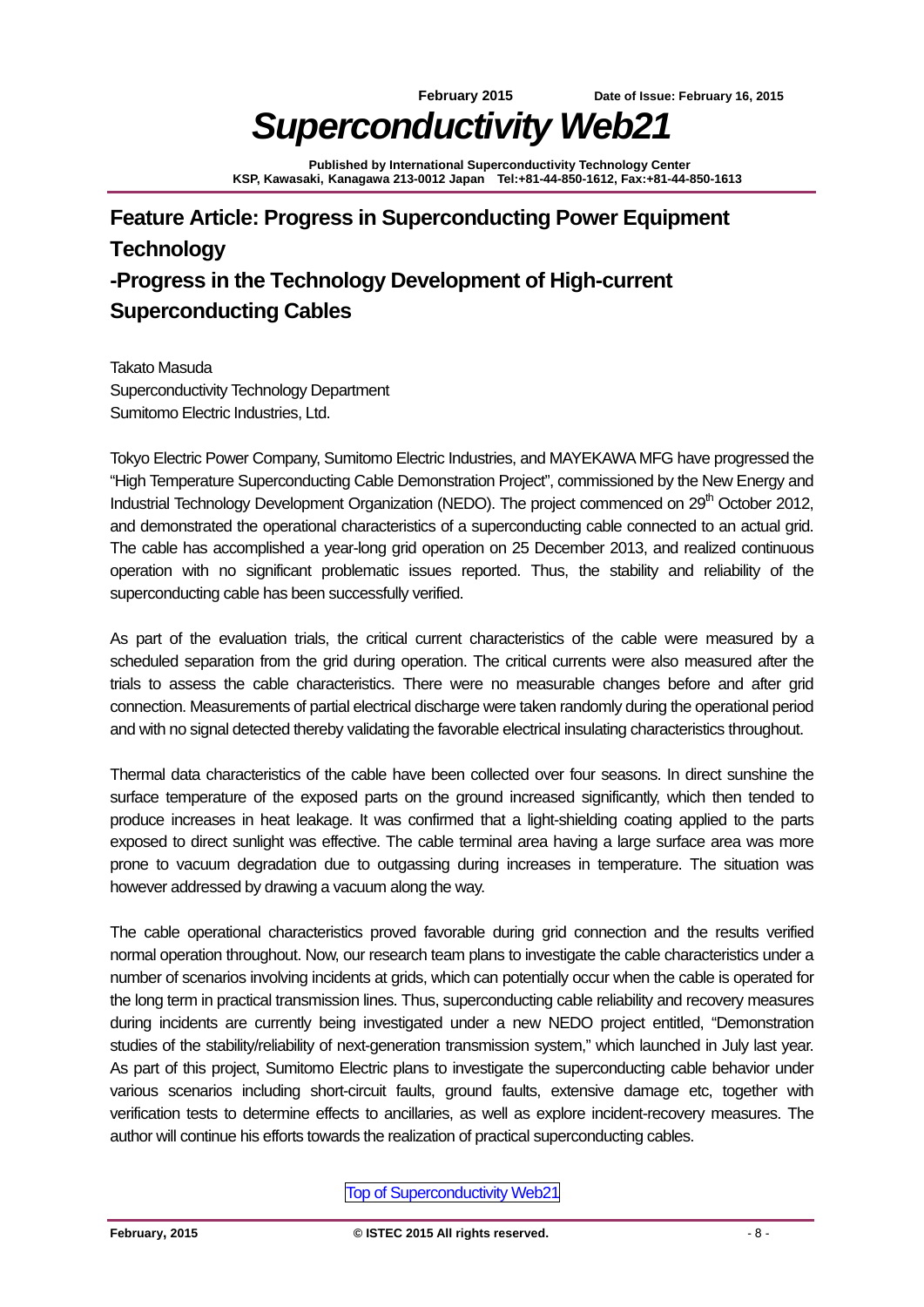# Feature Article: Progress in Superconducting Power Equipment Technology

## -Progress in the Technology Development of High-current Superconducting Cables

Takato Masuda
Superconductivity Technology Department
Sumitomo Electric Industries, Ltd.

Tokyo Electric Power Company, Sumitomo Electric Industries, and MAYEKAWA MFG have progressed the "High Temperature Superconducting Cable Demonstration Project", commissioned by the New Energy and Industrial Technology Development Organization (NEDO). The project commenced on 29th October 2012, and demonstrated the operational characteristics of a superconducting cable connected to an actual grid. The cable has accomplished a year-long grid operation on 25 December 2013, and realized continuous operation with no significant problematic issues reported. Thus, the stability and reliability of the superconducting cable has been successfully verified.

As part of the evaluation trials, the critical current characteristics of the cable were measured by a scheduled separation from the grid during operation. The critical currents were also measured after the trials to assess the cable characteristics. There were no measurable changes before and after grid connection. Measurements of partial electrical discharge were taken randomly during the operational period and with no signal detected thereby validating the favorable electrical insulating characteristics throughout.

Thermal data characteristics of the cable have been collected over four seasons. In direct sunshine the surface temperature of the exposed parts on the ground increased significantly, which then tended to produce increases in heat leakage. It was confirmed that a light-shielding coating applied to the parts exposed to direct sunlight was effective. The cable terminal area having a large surface area was more prone to vacuum degradation due to outgassing during increases in temperature. The situation was however addressed by drawing a vacuum along the way.

The cable operational characteristics proved favorable during grid connection and the results verified normal operation throughout. Now, our research team plans to investigate the cable characteristics under a number of scenarios involving incidents at grids, which can potentially occur when the cable is operated for the long term in practical transmission lines. Thus, superconducting cable reliability and recovery measures during incidents are currently being investigated under a new NEDO project entitled, "Demonstration studies of the stability/reliability of next-generation transmission system," which launched in July last year. As part of this project, Sumitomo Electric plans to investigate the superconducting cable behavior under various scenarios including short-circuit faults, ground faults, extensive damage etc, together with verification tests to determine effects to ancillaries, as well as explore incident-recovery measures. The author will continue his efforts towards the realization of practical superconducting cables.

Top of Superconductivity Web21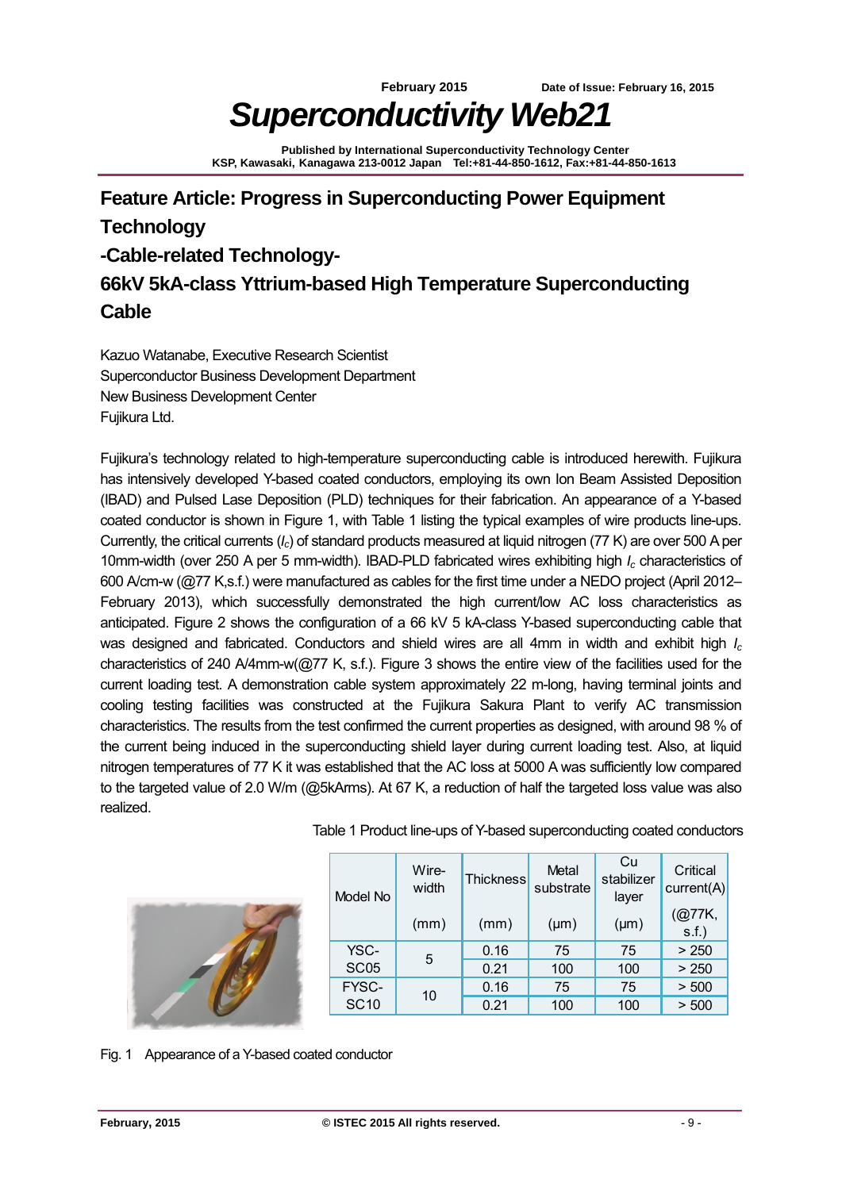## Feature Article: Progress in Superconducting Power Equipment Technology

## -Cable-related Technology-

## 66kV 5kA-class Yttrium-based High Temperature Superconducting Cable

Kazuo Watanabe, Executive Research Scientist
Superconductor Business Development Department
New Business Development Center
Fujikura Ltd.

Fujikura's technology related to high-temperature superconducting cable is introduced herewith. Fujikura has intensively developed Y-based coated conductors, employing its own Ion Beam Assisted Deposition (IBAD) and Pulsed Lase Deposition (PLD) techniques for their fabrication. An appearance of a Y-based coated conductor is shown in Figure 1, with Table 1 listing the typical examples of wire products line-ups. Currently, the critical currents ($I_c$) of standard products measured at liquid nitrogen (77 K) are over 500 A per 10mm-width (over 250 A per 5 mm-width). IBAD-PLD fabricated wires exhibiting high $I_c$ characteristics of 600 A/cm-w (@77 K,s.f.) were manufactured as cables for the first time under a NEDO project (April 2012–February 2013), which successfully demonstrated the high current/low AC loss characteristics as anticipated. Figure 2 shows the configuration of a 66 kV 5 kA-class Y-based superconducting cable that was designed and fabricated. Conductors and shield wires are all 4mm in width and exhibit high $I_c$ characteristics of 240 A/4mm-w(@77 K, s.f.). Figure 3 shows the entire view of the facilities used for the current loading test. A demonstration cable system approximately 22 m-long, having terminal joints and cooling testing facilities was constructed at the Fujikura Sakura Plant to verify AC transmission characteristics. The results from the test confirmed the current properties as designed, with around 98 % of the current being induced in the superconducting shield layer during current loading test. Also, at liquid nitrogen temperatures of 77 K it was established that the AC loss at 5000 A was sufficiently low compared to the targeted value of 2.0 W/m (@5kArms). At 67 K, a reduction of half the targeted loss value was also realized.

Table 1 Product line-ups of Y-based superconducting coated conductors

| Model No | Wire-width (mm) | Thickness (mm) | Metal substrate (μm) | Cu stabilizer layer (μm) | Critical current(A) (@77K, s.f.) |
|---|---|---|---|---|---|
| YSC-SC05 | 5 | 0.16 | 75 | 75 | > 250 |
| | | 0.21 | 100 | 100 | > 250 |
| FYSC-SC10 | 10 | 0.16 | 75 | 75 | > 500 |
| | | 0.21 | 100 | 100 | > 500 |

Fig. 1 Appearance of a Y-based coated conductor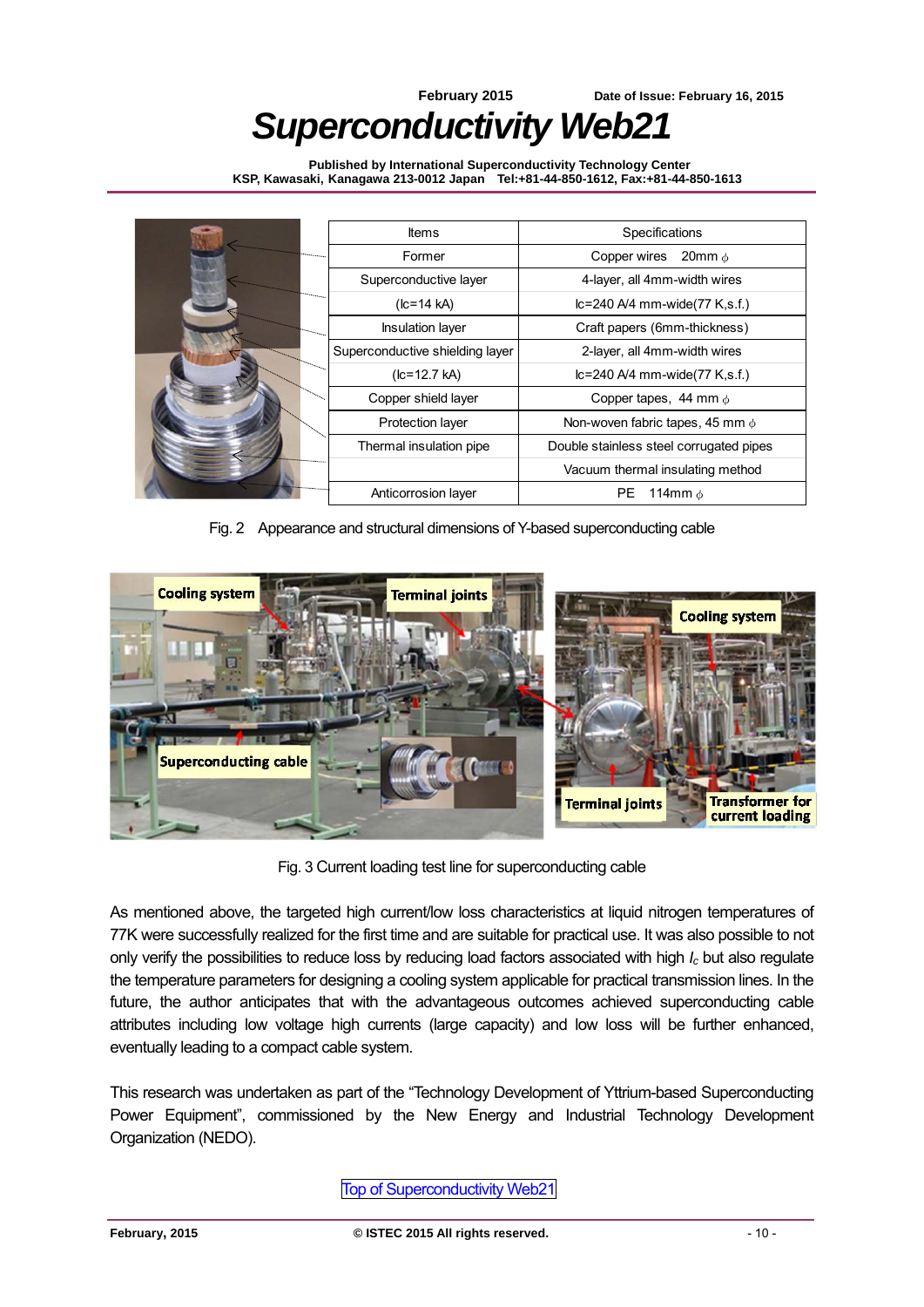| Items | Specifications |
|---|---|
| Former | Copper wires 20mm $\phi$ |
| Superconductive layer | 4-layer, all 4mm-width wires |
| (Ic=14 kA) | Ic=240 A/4 mm-wide(77 K,s.f.) |
| Insulation layer | Craft papers (6mm-thickness) |
| Superconductive shielding layer | 2-layer, all 4mm-width wires |
| (Ic=12.7 kA) | Ic=240 A/4 mm-wide(77 K,s.f.) |
| Copper shield layer | Copper tapes, 44 mm $\phi$ |
| Protection layer | Non-woven fabric tapes, 45 mm $\phi$ |
| Thermal insulation pipe | Double stainless steel corrugated pipes |
| | Vacuum thermal insulating method |
| Anticorrosion layer | PE 114mm $\phi$ |

Fig. 2 Appearance and structural dimensions of Y-based superconducting cable

Fig. 3 Current loading test line for superconducting cable

As mentioned above, the targeted high current/low loss characteristics at liquid nitrogen temperatures of 77K were successfully realized for the first time and are suitable for practical use. It was also possible to not only verify the possibilities to reduce loss by reducing load factors associated with high $I_c$ but also regulate the temperature parameters for designing a cooling system applicable for practical transmission lines. In the future, the author anticipates that with the advantageous outcomes achieved superconducting cable attributes including low voltage high currents (large capacity) and low loss will be further enhanced, eventually leading to a compact cable system.

This research was undertaken as part of the "Technology Development of Yttrium-based Superconducting Power Equipment", commissioned by the New Energy and Industrial Technology Development Organization (NEDO).

Top of Superconductivity Web21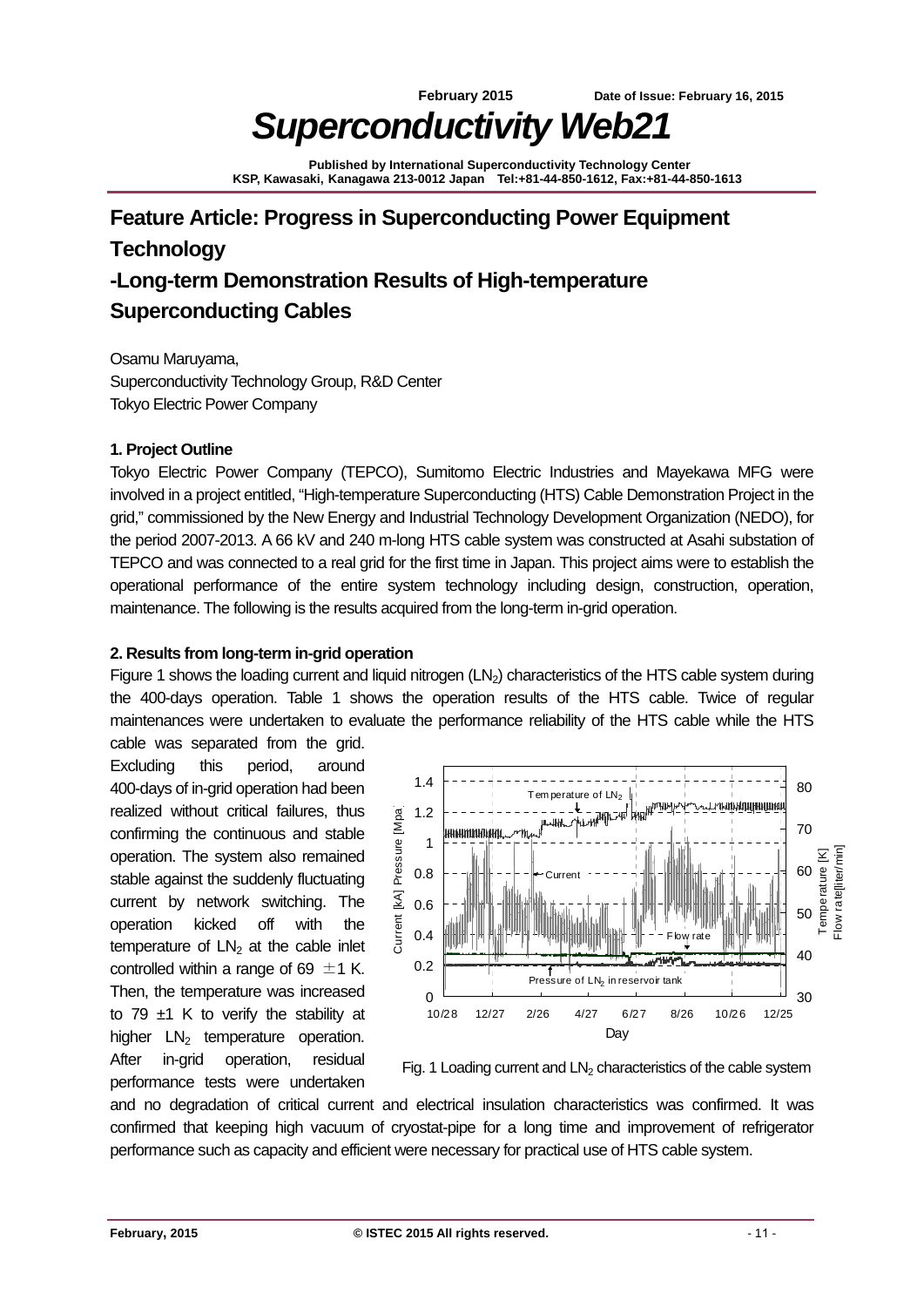# Feature Article: Progress in Superconducting Power Equipment Technology -Long-term Demonstration Results of High-temperature Superconducting Cables

Osamu Maruyama,
Superconductivity Technology Group, R&D Center
Tokyo Electric Power Company

### 1. Project Outline

Tokyo Electric Power Company (TEPCO), Sumitomo Electric Industries and Mayekawa MFG were involved in a project entitled, "High-temperature Superconducting (HTS) Cable Demonstration Project in the grid," commissioned by the New Energy and Industrial Technology Development Organization (NEDO), for the period 2007-2013. A 66 kV and 240 m-long HTS cable system was constructed at Asahi substation of TEPCO and was connected to a real grid for the first time in Japan. This project aims were to establish the operational performance of the entire system technology including design, construction, operation, maintenance. The following is the results acquired from the long-term in-grid operation.

### 2. Results from long-term in-grid operation

Figure 1 shows the loading current and liquid nitrogen ($LN_2$) characteristics of the HTS cable system during the 400-days operation. Table 1 shows the operation results of the HTS cable. Twice of regular maintenances were undertaken to evaluate the performance reliability of the HTS cable while the HTS cable was separated from the grid. Excluding this period, around 400-days of in-grid operation had been realized without critical failures, thus confirming the continuous and stable operation. The system also remained stable against the suddenly fluctuating current by network switching. The operation kicked off with the temperature of $LN_2$ at the cable inlet controlled within a range of 69 ±1 K. Then, the temperature was increased to 79 ±1 K to verify the stability at higher $LN_2$ temperature operation. After in-grid operation, residual performance tests were undertaken and no degradation of critical current and electrical insulation characteristics was confirmed. It was confirmed that keeping high vacuum of cryostat-pipe for a long time and improvement of refrigerator performance such as capacity and efficient were necessary for practical use of HTS cable system.

Temperature of $LN_2$
Current
Flow rate
Pressure of $LN_2$ in reservoir tank
Current [kA] Pressure [Mpa]
Temperature [K]
Flow rate[liter/min]
1.4, 1.2, 1, 0.8, 0.6, 0.4, 0.2, 0
80, 70, 60, 50, 40, 30
10/28, 12/27, 2/26, 4/27, 6/27, 8/26, 10/26, 12/25
Day

Fig. 1 Loading current and $LN_2$ characteristics of the cable system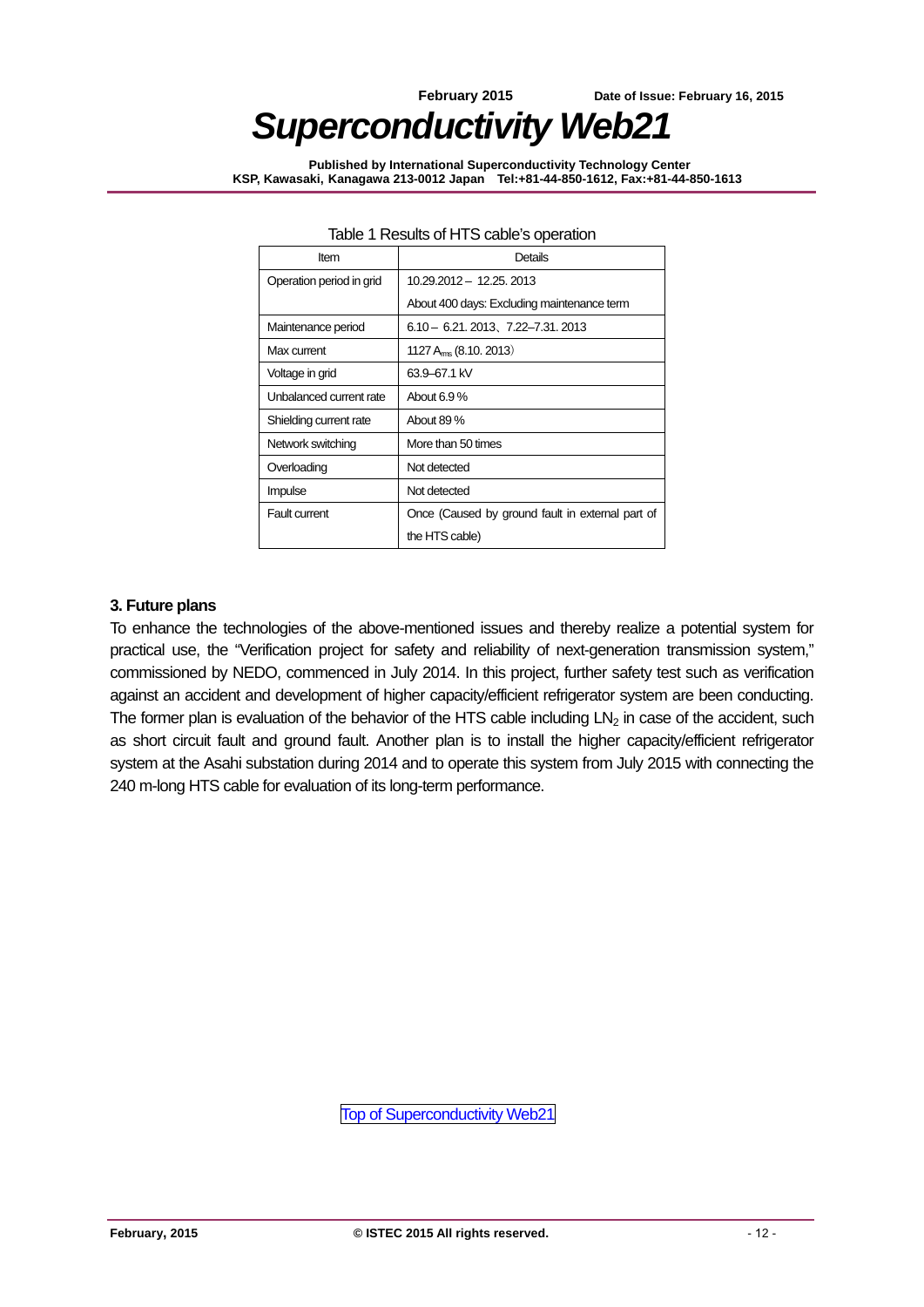Table 1 Results of HTS cable's operation

| Item | Details |
|---|---|
| Operation period in grid | 10.29.2012 – 12.25. 2013<br>About 400 days: Excluding maintenance term |
| Maintenance period | 6.10 – 6.21. 2013、7.22–7.31. 2013 |
| Max current | 1127 $A_{rms}$ (8.10. 2013) |
| Voltage in grid | 63.9–67.1 kV |
| Unbalanced current rate | About 6.9 % |
| Shielding current rate | About 89 % |
| Network switching | More than 50 times |
| Overloading | Not detected |
| Impulse | Not detected |
| Fault current | Once (Caused by ground fault in external part of the HTS cable) |

### 3. Future plans

To enhance the technologies of the above-mentioned issues and thereby realize a potential system for practical use, the "Verification project for safety and reliability of next-generation transmission system," commissioned by NEDO, commenced in July 2014. In this project, further safety test such as verification against an accident and development of higher capacity/efficient refrigerator system are been conducting. The former plan is evaluation of the behavior of the HTS cable including $LN_2$ in case of the accident, such as short circuit fault and ground fault. Another plan is to install the higher capacity/efficient refrigerator system at the Asahi substation during 2014 and to operate this system from July 2015 with connecting the 240 m-long HTS cable for evaluation of its long-term performance.

Top of Superconductivity Web21